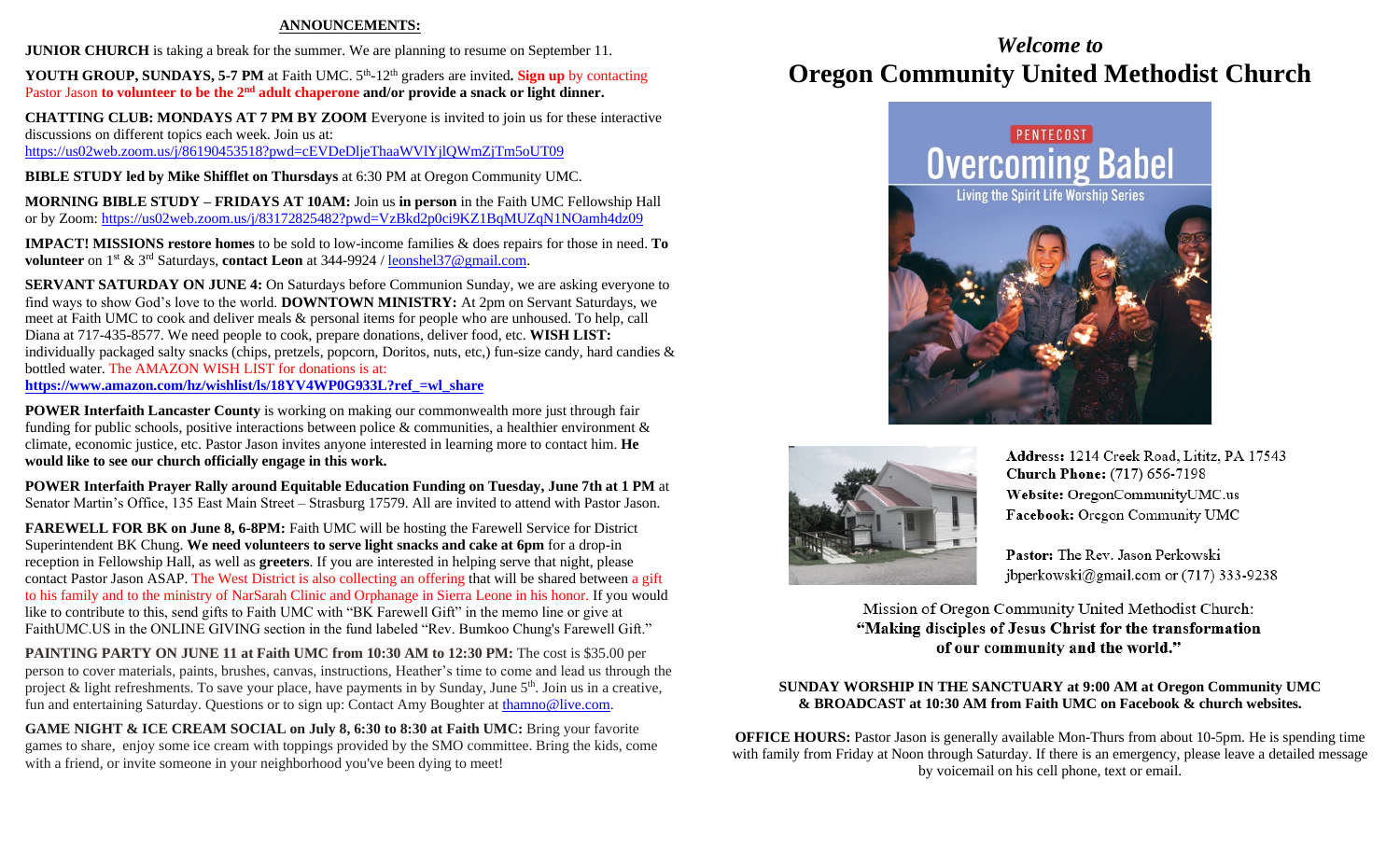## ANNOUNCEMENTS:

**JUNIOR CHURCH** is taking a break for the summer. We are planning to resume on September 11.

**YOUTH GROUP, SUNDAYS, 5-7 PM** at Faith UMC. 5th-12th graders are invited**. Sign up** by contacting Pastor Jason **to volunteer to be the 2nd adult chaperone and/or provide a snack or light dinner.**

**CHATTING CLUB: MONDAYS AT 7 PM BY ZOOM** Everyone is invited to join us for these interactive discussions on different topics each week. Join us at: https://us02web.zoom.us/j/86190453518?pwd=cEVDeDljeThaaWVlYjlQWmZjTm5oUT09

**BIBLE STUDY led by Mike Shifflet on Thursdays** at 6:30 PM at Oregon Community UMC.

**MORNING BIBLE STUDY – FRIDAYS AT 10AM:** Join us **in person** in the Faith UMC Fellowship Hall or by Zoom: https://us02web.zoom.us/j/83172825482?pwd=VzBkd2p0ci9KZ1BqMUZqN1NOamh4dz09

**IMPACT! MISSIONS restore homes** to be sold to low-income families & does repairs for those in need. **To volunteer** on 1st & 3rd Saturdays, **contact Leon** at 344-9924 / leonshel37@gmail.com.

**SERVANT SATURDAY ON JUNE 4:** On Saturdays before Communion Sunday, we are asking everyone to find ways to show God's love to the world. **DOWNTOWN MINISTRY:** At 2pm on Servant Saturdays, we meet at Faith UMC to cook and deliver meals & personal items for people who are unhoused. To help, call Diana at 717-435-8577. We need people to cook, prepare donations, deliver food, etc. **WISH LIST:** individually packaged salty snacks (chips, pretzels, popcorn, Doritos, nuts, etc,) fun-size candy, hard candies & bottled water. The AMAZON WISH LIST for donations is at: **https://www.amazon.com/hz/wishlist/ls/18YV4WP0G933L?ref_=wl_share**

**POWER Interfaith Lancaster County** is working on making our commonwealth more just through fair funding for public schools, positive interactions between police & communities, a healthier environment & climate, economic justice, etc. Pastor Jason invites anyone interested in learning more to contact him. **He would like to see our church officially engage in this work.**

**POWER Interfaith Prayer Rally around Equitable Education Funding on Tuesday, June 7th at 1 PM** at Senator Martin's Office, 135 East Main Street – Strasburg 17579. All are invited to attend with Pastor Jason.

**FAREWELL FOR BK on June 8, 6-8PM:** Faith UMC will be hosting the Farewell Service for District Superintendent BK Chung. **We need volunteers to serve light snacks and cake at 6pm** for a drop-in reception in Fellowship Hall, as well as **greeters**. If you are interested in helping serve that night, please contact Pastor Jason ASAP. The West District is also collecting an offering that will be shared between a gift to his family and to the ministry of NarSarah Clinic and Orphanage in Sierra Leone in his honor. If you would like to contribute to this, send gifts to Faith UMC with "BK Farewell Gift" in the memo line or give at FaithUMC.US in the ONLINE GIVING section in the fund labeled "Rev. Bumkoo Chung's Farewell Gift."

**PAINTING PARTY ON JUNE 11 at Faith UMC from 10:30 AM to 12:30 PM:** The cost is $35.00 per person to cover materials, paints, brushes, canvas, instructions, Heather's time to come and lead us through the project & light refreshments. To save your place, have payments in by Sunday, June 5th. Join us in a creative, fun and entertaining Saturday. Questions or to sign up: Contact Amy Boughter at thamno@live.com.

**GAME NIGHT & ICE CREAM SOCIAL on July 8, 6:30 to 8:30 at Faith UMC:** Bring your favorite games to share, enjoy some ice cream with toppings provided by the SMO committee. Bring the kids, come with a friend, or invite someone in your neighborhood you've been dying to meet!

# *Welcome to*
# Oregon Community United Methodist Church

PENTECOST
Overcoming Babel
Living the Spirit Life Worship Series

**Address:** 1214 Creek Road, Lititz, PA 17543
**Church Phone:** (717) 656-7198
**Website:** OregonCommunityUMC.us
**Facebook:** Oregon Community UMC

**Pastor:** The Rev. Jason Perkowski
jbperkowski@gmail.com or (717) 333-9238

Mission of Oregon Community United Methodist Church:
**"Making disciples of Jesus Christ for the transformation of our community and the world."**

**SUNDAY WORSHIP IN THE SANCTUARY at 9:00 AM at Oregon Community UMC & BROADCAST at 10:30 AM from Faith UMC on Facebook & church websites.**

**OFFICE HOURS:** Pastor Jason is generally available Mon-Thurs from about 10-5pm. He is spending time with family from Friday at Noon through Saturday. If there is an emergency, please leave a detailed message by voicemail on his cell phone, text or email.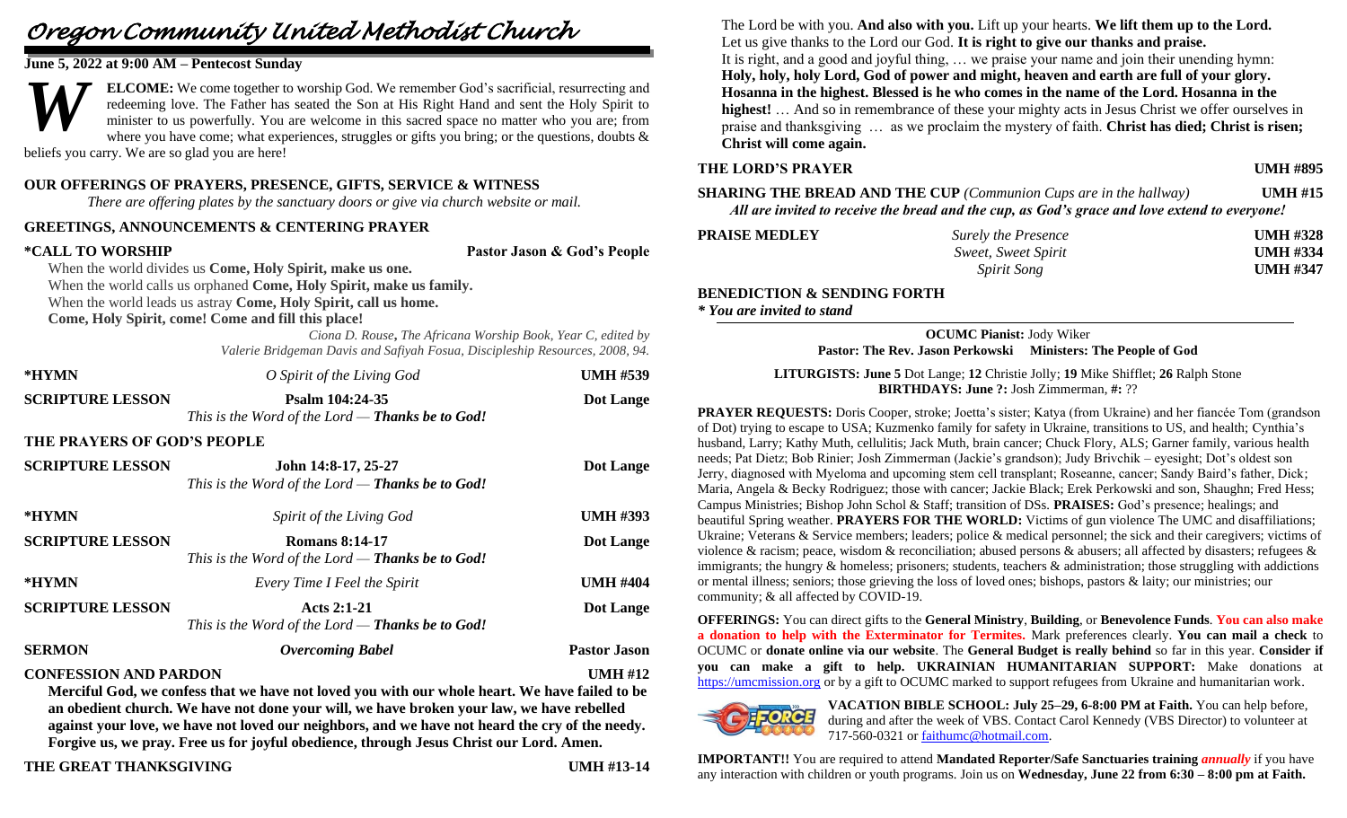# Oregon Community United Methodist Church

**June 5, 2022 at 9:00 AM – Pentecost Sunday**

**WELCOME:** We come together to worship God. We remember God's sacrificial, resurrecting and redeeming love. The Father has seated the Son at His Right Hand and sent the Holy Spirit to minister to us powerfully. You are welcome in this sacred space no matter who you are; from where you have come; what experiences, struggles or gifts you bring; or the questions, doubts & beliefs you carry. We are so glad you are here!

**OUR OFFERINGS OF PRAYERS, PRESENCE, GIFTS, SERVICE & WITNESS**

*There are offering plates by the sanctuary doors or give via church website or mail.*

**GREETINGS, ANNOUNCEMENTS & CENTERING PRAYER**

**\*CALL TO WORSHIP** — **Pastor Jason & God's People**

When the world divides us **Come, Holy Spirit, make us one.**
When the world calls us orphaned **Come, Holy Spirit, make us family.**
When the world leads us astray **Come, Holy Spirit, call us home.**
**Come, Holy Spirit, come! Come and fill this place!**

*Ciona D. Rouse, The Africana Worship Book, Year C, edited by Valerie Bridgeman Davis and Safiyah Fosua, Discipleship Resources, 2008, 94.*

**\*HYMN** — *O Spirit of the Living God* — **UMH #539**

**SCRIPTURE LESSON** — **Psalm 104:24-35** — **Dot Lange**
*This is the Word of the Lord — **Thanks be to God!***

**THE PRAYERS OF GOD'S PEOPLE**

**SCRIPTURE LESSON** — **John 14:8-17, 25-27** — **Dot Lange**
*This is the Word of the Lord — **Thanks be to God!***

**\*HYMN** — *Spirit of the Living God* — **UMH #393**

**SCRIPTURE LESSON** — **Romans 8:14-17** — **Dot Lange**
*This is the Word of the Lord — **Thanks be to God!***

**\*HYMN** — *Every Time I Feel the Spirit* — **UMH #404**

**SCRIPTURE LESSON** — **Acts 2:1-21** — **Dot Lange**
*This is the Word of the Lord — **Thanks be to God!***

**SERMON** — ***Overcoming Babel*** — **Pastor Jason**

**CONFESSION AND PARDON** — **UMH #12**

**Merciful God, we confess that we have not loved you with our whole heart. We have failed to be an obedient church. We have not done your will, we have broken your law, we have rebelled against your love, we have not loved our neighbors, and we have not heard the cry of the needy. Forgive us, we pray. Free us for joyful obedience, through Jesus Christ our Lord. Amen.**

**THE GREAT THANKSGIVING** — **UMH #13-14**

The Lord be with you. **And also with you.** Lift up your hearts. **We lift them up to the Lord.** Let us give thanks to the Lord our God. **It is right to give our thanks and praise.** It is right, and a good and joyful thing, … we praise your name and join their unending hymn: **Holy, holy, holy Lord, God of power and might, heaven and earth are full of your glory. Hosanna in the highest. Blessed is he who comes in the name of the Lord. Hosanna in the highest!** … And so in remembrance of these your mighty acts in Jesus Christ we offer ourselves in praise and thanksgiving … as we proclaim the mystery of faith. **Christ has died; Christ is risen; Christ will come again.**

**THE LORD'S PRAYER** — **UMH #895**

**SHARING THE BREAD AND THE CUP** *(Communion Cups are in the hallway)* — **UMH #15**
***All are invited to receive the bread and the cup, as God's grace and love extend to everyone!***

**PRAISE MEDLEY**
*Surely the Presence* — **UMH #328**
*Sweet, Sweet Spirit* — **UMH #334**
*Spirit Song* — **UMH #347**

**BENEDICTION & SENDING FORTH**

***\* You are invited to stand***

**OCUMC Pianist:** Jody Wiker
**Pastor: The Rev. Jason Perkowski Ministers: The People of God**

**LITURGISTS: June 5** Dot Lange; **12** Christie Jolly; **19** Mike Shifflet; **26** Ralph Stone
**BIRTHDAYS: June ?:** Josh Zimmerman, **#:** ??

**PRAYER REQUESTS:** Doris Cooper, stroke; Joetta's sister; Katya (from Ukraine) and her fiancée Tom (grandson of Dot) trying to escape to USA; Kuzmenko family for safety in Ukraine, transitions to US, and health; Cynthia's husband, Larry; Kathy Muth, cellulitis; Jack Muth, brain cancer; Chuck Flory, ALS; Garner family, various health needs; Pat Dietz; Bob Rinier; Josh Zimmerman (Jackie's grandson); Judy Brivchik – eyesight; Dot's oldest son Jerry, diagnosed with Myeloma and upcoming stem cell transplant; Roseanne, cancer; Sandy Baird's father, Dick; Maria, Angela & Becky Rodriguez; those with cancer; Jackie Black; Erek Perkowski and son, Shaughn; Fred Hess; Campus Ministries; Bishop John Schol & Staff; transition of DSs. **PRAISES:** God's presence; healings; and beautiful Spring weather. **PRAYERS FOR THE WORLD:** Victims of gun violence The UMC and disaffiliations; Ukraine; Veterans & Service members; leaders; police & medical personnel; the sick and their caregivers; victims of violence & racism; peace, wisdom & reconciliation; abused persons & abusers; all affected by disasters; refugees & immigrants; the hungry & homeless; prisoners; students, teachers & administration; those struggling with addictions or mental illness; seniors; those grieving the loss of loved ones; bishops, pastors & laity; our ministries; our community; & all affected by COVID-19.

**OFFERINGS:** You can direct gifts to the **General Ministry**, **Building**, or **Benevolence Funds**. **You can also make a donation to help with the Exterminator for Termites.** Mark preferences clearly. **You can mail a check** to OCUMC or **donate online via our website**. The **General Budget is really behind** so far in this year. **Consider if you can make a gift to help. UKRAINIAN HUMANITARIAN SUPPORT:** Make donations at https://umcmission.org or by a gift to OCUMC marked to support refugees from Ukraine and humanitarian work.

**VACATION BIBLE SCHOOL: July 25–29, 6-8:00 PM at Faith.** You can help before, during and after the week of VBS. Contact Carol Kennedy (VBS Director) to volunteer at 717-560-0321 or faithumc@hotmail.com.

**IMPORTANT!!** You are required to attend **Mandated Reporter/Safe Sanctuaries training *annually*** if you have any interaction with children or youth programs. Join us on **Wednesday, June 22 from 6:30 – 8:00 pm at Faith.**